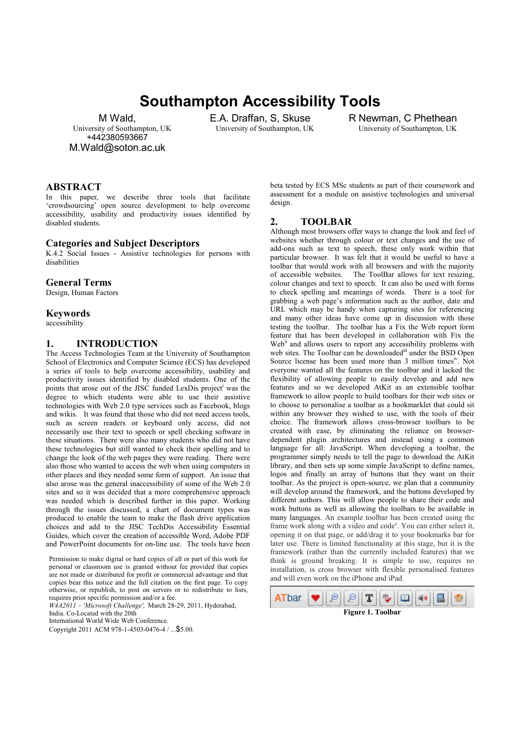# Southampton Accessibility Tools

M Wald,
University of Southampton, UK
+442380593667
M.Wald@soton.ac.uk

E.A. Draffan, S, Skuse
University of Southampton, UK

R Newman, C Phethean
University of Southampton, UK

## ABSTRACT

In this paper, we describe three tools that facilitate 'crowdsourcing' open source development to help overcome accessibility, usability and productivity issues identified by disabled students.

## Categories and Subject Descriptors

K.4.2 Social Issues - Assistive technologies for persons with disabilities

## General Terms

Design, Human Factors

## Keywords

accessibility

## 1. INTRODUCTION

The Access Technologies Team at the University of Southampton School of Electronics and Computer Science (ECS) has developed a series of tools to help overcome accessibility, usability and productivity issues identified by disabled students. One of the points that arose out of the JISC funded LexDis project[i] was the degree to which students were able to use their assistive technologies with Web 2.0 type services such as Facebook, blogs and wikis. It was found that those who did not need access tools, such as screen readers or keyboard only access, did not necessarily use their text to speech or spell checking software in these situations. There were also many students who did not have these technologies but still wanted to check their spelling and to change the look of the web pages they were reading. There were also those who wanted to access the web when using computers in other places and they needed some form of support. An issue that also arose was the general inaccessibility of some of the Web 2.0 sites and so it was decided that a more comprehensive approach was needed which is described further in this paper. Working through the issues discussed, a chart of document types was produced to enable the team to make the flash drive application choices and add to the JISC TechDis Accessibility Essential Guides, which cover the creation of accessible Word, Adobe PDF and PowerPoint documents for on-line use. The tools have been beta tested by ECS MSc students as part of their coursework and assessment for a module on assistive technologies and universal design.

Permission to make digital or hard copies of all or part of this work for personal or classroom use is granted without fee provided that copies are not made or distributed for profit or commercial advantage and that copies bear this notice and the full citation on the first page. To copy otherwise, or republish, to post on servers or to redistribute to lists, requires prior specific permission and/or a fee.
*W4A2011 – 'Microsoft Challenge',* March 28-29, 2011, Hyderabad, India. Co-Located with the 20th International World Wide Web Conference.
Copyright 2011 ACM 978-1-4503-0476-4 / ...$5.00.

## 2. TOOLBAR

Although most browsers offer ways to change the look and feel of websites whether through colour or text changes and the use of add-ons such as text to speech, these only work within that particular browser. It was felt that it would be useful to have a toolbar that would work with all browsers and with the majority of accessible websites. The ToolBar allows for text resizing, colour changes and text to speech. It can also be used with forms to check spelling and meanings of words. There is a tool for grabbing a web page's information such as the author, date and URL which may be handy when capturing sites for referencing and many other ideas have come up in discussion with those testing the toolbar. The toolbar has a Fix the Web report form feature that has been developed in collaboration with Fix the Web[ii] and allows users to report any accessibility problems with web sites. The Toolbar can be downloaded[iii] under the BSD Open Source license has been used more than 3 million times[iv]. Not everyone wanted all the features on the toolbar and it lacked the flexibility of allowing people to easily develop and add new features and so we developed AtKit as an extensible toolbar framework to allow people to build toolbars for their web sites or to choose to personalise a toolbar as a bookmarklet that could sit within any browser they wished to use, with the tools of their choice. The framework allows cross-browser toolbars to be created with ease, by eliminating the reliance on browser-dependent plugin architectures and instead using a common language for all: JavaScript. When developing a toolbar, the programmer simply needs to tell the page to download the AtKit library, and then sets up some simple JavaScript to define names, logos and finally an array of buttons that they want on their toolbar. As the project is open-source, we plan that a community will develop around the framework, and the buttons developed by different authors. This will allow people to share their code and work buttons as well as allowing the toolbars to be available in many languages. An example toolbar has been created using the frame work along with a video and code[v]. You can either select it, opening it on that page, or add/drag it to your bookmarks bar for later use. There is limited functionality at this stage, but it is the framework (rather than the currently included features) that we think is ground breaking. It is simple to use, requires no installation, is cross browser with flexible personalised features and will even work on the iPhone and iPad.

ATbar

**Figure 1. Toolbar**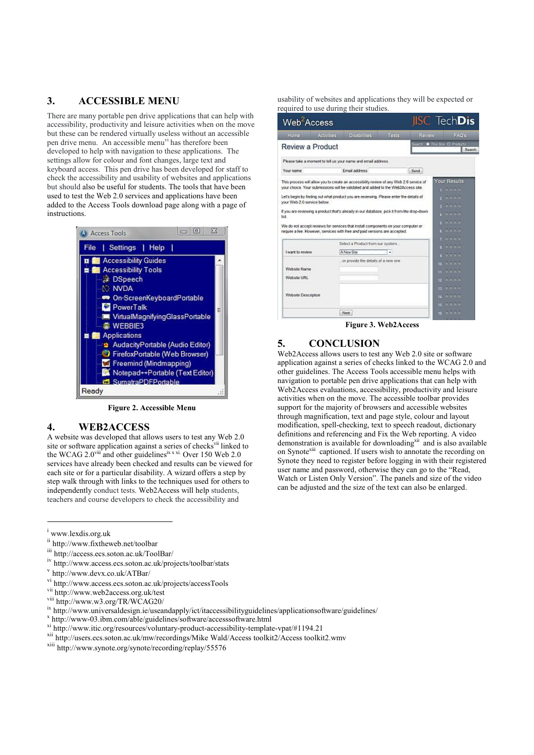## 3. ACCESSIBLE MENU

There are many portable pen drive applications that can help with accessibility, productivity and leisure activities when on the move but these can be rendered virtually useless without an accessible pen drive menu. An accessible menu[vi] has therefore been developed to help with navigation to these applications. The settings allow for colour and font changes, large text and keyboard access. This pen drive has been developed for staff to check the accessibility and usability of websites and applications but should also be useful for students. The tools that have been used to test the Web 2.0 services and applications have been added to the Access Tools download page along with a page of instructions.

**Figure 2. Accessible Menu**

## 4. WEB2ACCESS

A website was developed that allows users to test any Web 2.0 site or software application against a series of checks[vii] linked to the WCAG 2.0[viii] and other guidelines[ix x xi]. Over 150 Web 2.0 services have already been checked and results can be viewed for each site or for a particular disability. A wizard offers a step by step walk through with links to the techniques used for others to independently conduct tests. Web2Access will help students, teachers and course developers to check the accessibility and usability of websites and applications they will be expected or required to use during their studies.

**Figure 3. Web2Access**

## 5. CONCLUSION

Web2Access allows users to test any Web 2.0 site or software application against a series of checks linked to the WCAG 2.0 and other guidelines. The Access Tools accessible menu helps with navigation to portable pen drive applications that can help with Web2Access evaluations, accessibility, productivity and leisure activities when on the move. The accessible toolbar provides support for the majority of browsers and accessible websites through magnification, text and page style, colour and layout modification, spell-checking, text to speech readout, dictionary definitions and referencing and Fix the Web reporting. A video demonstration is available for downloading[xii] and is also available on Synote[xiii] captioned. If users wish to annotate the recording on Synote they need to register before logging in with their registered user name and password, otherwise they can go to the "Read, Watch or Listen Only Version". The panels and size of the video can be adjusted and the size of the text can also be enlarged.

---

[i] www.lexdis.org.uk

[ii] http://www.fixtheweb.net/toolbar

[iii] http://access.ecs.soton.ac.uk/ToolBar/

[iv] http://www.access.ecs.soton.ac.uk/projects/toolbar/stats

[v] http://www.devx.co.uk/ATBar/

[vi] http://www.access.ecs.soton.ac.uk/projects/accessTools

[vii] http://www.web2access.org.uk/test

[viii] http://www.w3.org/TR/WCAG20/

[ix] http://www.universaldesign.ie/useandapply/ict/itaccessibilityguidelines/applicationsoftware/guidelines/

[x] http://www-03.ibm.com/able/guidelines/software/accesssoftware.html

[xi] http://www.itic.org/resources/voluntary-product-accessibility-template-vpat/#1194.21

[xii] http://users.ecs.soton.ac.uk/mw/recordings/Mike Wald/Access toolkit2/Access toolkit2.wmv

[xiii] http://www.synote.org/synote/recording/replay/55576